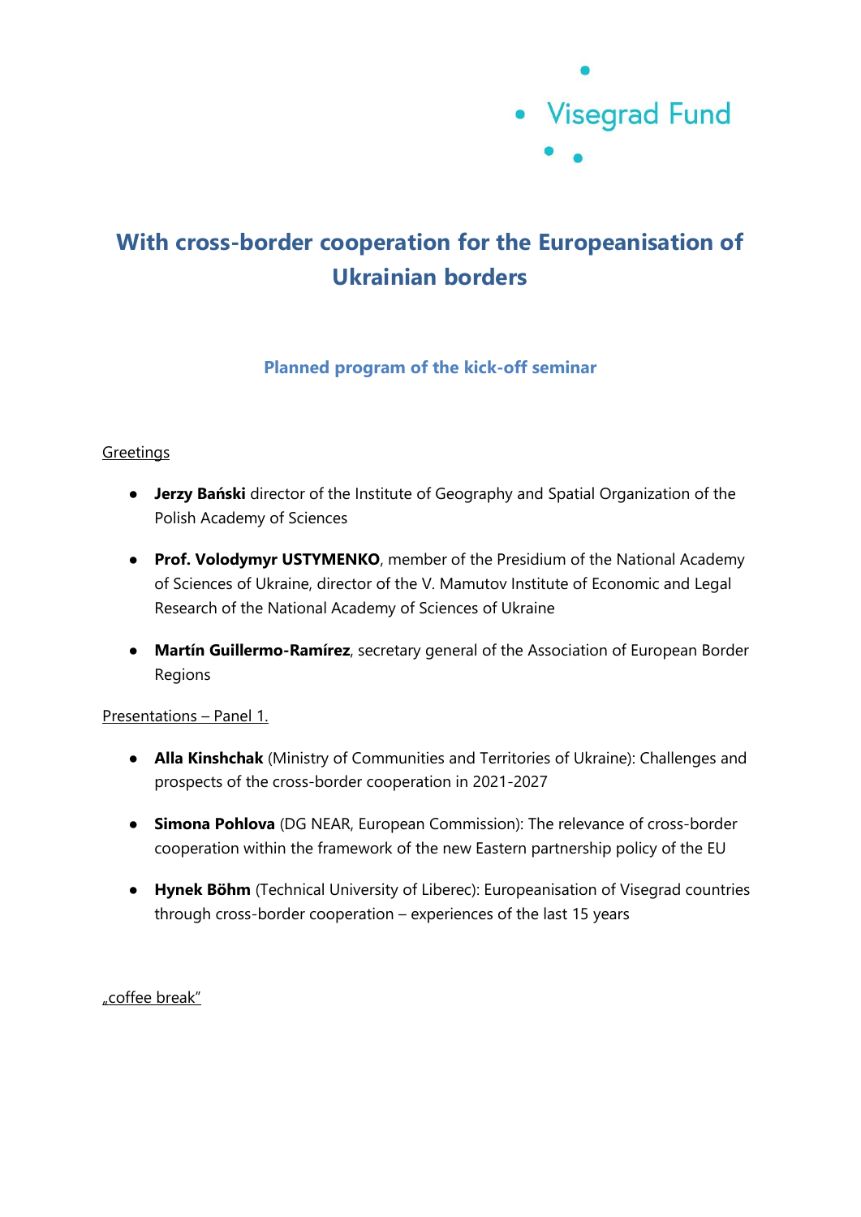Visegrad Fund

# With cross-border cooperation for the Europeanisation of Ukrainian borders

## Planned program of the kick-off seminar

Greetings

- **Jerzy Bański** director of the Institute of Geography and Spatial Organization of the Polish Academy of Sciences
- **Prof. Volodymyr USTYMENKO**, member of the Presidium of the National Academy of Sciences of Ukraine, director of the V. Mamutov Institute of Economic and Legal Research of the National Academy of Sciences of Ukraine
- **Martín Guillermo-Ramírez**, secretary general of the Association of European Border Regions

Presentations – Panel 1.

- **Alla Kinshchak** (Ministry of Communities and Territories of Ukraine): Challenges and prospects of the cross-border cooperation in 2021-2027
- **Simona Pohlova** (DG NEAR, European Commission): The relevance of cross-border cooperation within the framework of the new Eastern partnership policy of the EU
- **Hynek Böhm** (Technical University of Liberec): Europeanisation of Visegrad countries through cross-border cooperation – experiences of the last 15 years

„coffee break"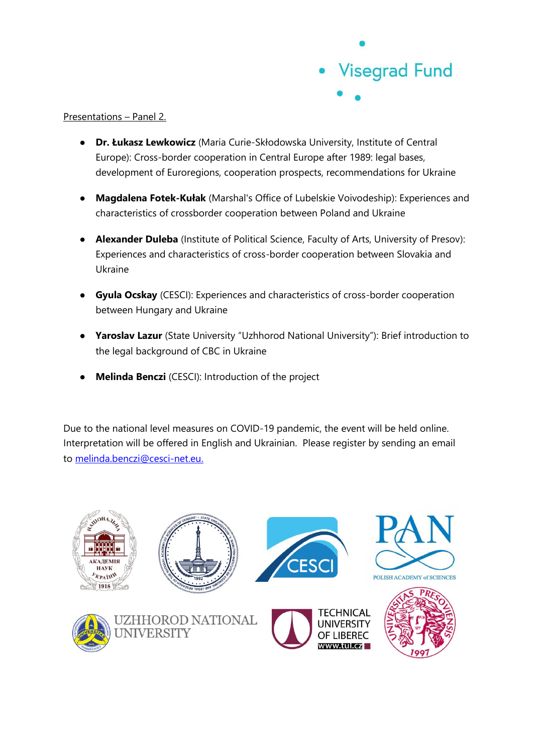Presentations – Panel 2.

- **Dr. Łukasz Lewkowicz** (Maria Curie-Skłodowska University, Institute of Central Europe): Cross-border cooperation in Central Europe after 1989: legal bases, development of Euroregions, cooperation prospects, recommendations for Ukraine
- **Magdalena Fotek-Kułak** (Marshal's Office of Lubelskie Voivodeship): Experiences and characteristics of crossborder cooperation between Poland and Ukraine
- **Alexander Duleba** (Institute of Political Science, Faculty of Arts, University of Presov): Experiences and characteristics of cross-border cooperation between Slovakia and Ukraine
- **Gyula Ocskay** (CESCI): Experiences and characteristics of cross-border cooperation between Hungary and Ukraine
- **Yaroslav Lazur** (State University "Uzhhorod National University"): Brief introduction to the legal background of CBC in Ukraine
- **Melinda Benczi** (CESCI): Introduction of the project

Due to the national level measures on COVID-19 pandemic, the event will be held online. Interpretation will be offered in English and Ukrainian. Please register by sending an email to melinda.benczi@cesci-net.eu.